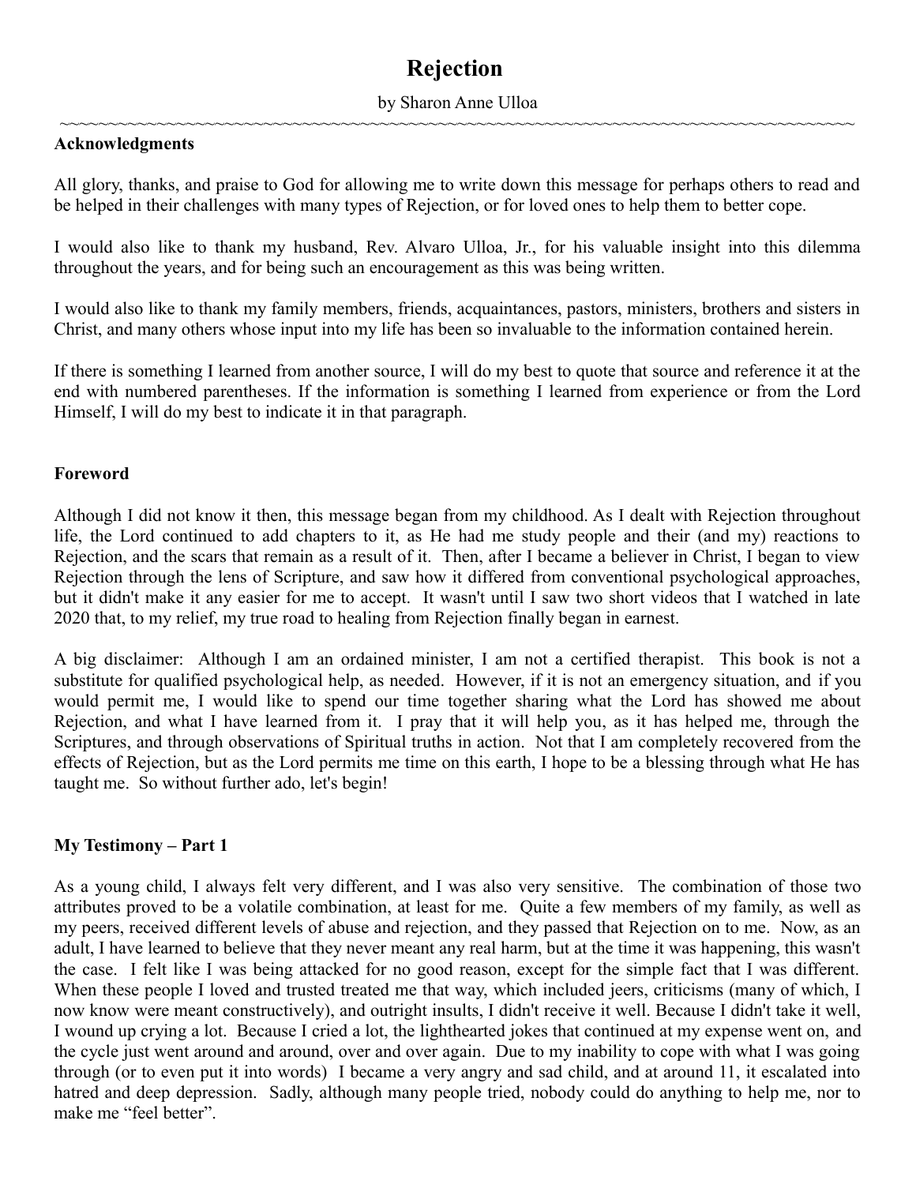# Rejection

by Sharon Anne Ulloa

~~~~~~~~~~~~~~~~~~~~~~~~~~~~~~~~~~~~~~~~~~~~~~~~~~~~~~~~~~~~~~~~~~~~~~~~~~~~~~~~~~~~~~~~

**Acknowledgments**

All glory, thanks, and praise to God for allowing me to write down this message for perhaps others to read and be helped in their challenges with many types of Rejection, or for loved ones to help them to better cope.

I would also like to thank my husband, Rev. Alvaro Ulloa, Jr., for his valuable insight into this dilemma throughout the years, and for being such an encouragement as this was being written.

I would also like to thank my family members, friends, acquaintances, pastors, ministers, brothers and sisters in Christ, and many others whose input into my life has been so invaluable to the information contained herein.

If there is something I learned from another source, I will do my best to quote that source and reference it at the end with numbered parentheses. If the information is something I learned from experience or from the Lord Himself, I will do my best to indicate it in that paragraph.

**Foreword**

Although I did not know it then, this message began from my childhood. As I dealt with Rejection throughout life, the Lord continued to add chapters to it, as He had me study people and their (and my) reactions to Rejection, and the scars that remain as a result of it. Then, after I became a believer in Christ, I began to view Rejection through the lens of Scripture, and saw how it differed from conventional psychological approaches, but it didn't make it any easier for me to accept. It wasn't until I saw two short videos that I watched in late 2020 that, to my relief, my true road to healing from Rejection finally began in earnest.

A big disclaimer: Although I am an ordained minister, I am not a certified therapist. This book is not a substitute for qualified psychological help, as needed. However, if it is not an emergency situation, and if you would permit me, I would like to spend our time together sharing what the Lord has showed me about Rejection, and what I have learned from it. I pray that it will help you, as it has helped me, through the Scriptures, and through observations of Spiritual truths in action. Not that I am completely recovered from the effects of Rejection, but as the Lord permits me time on this earth, I hope to be a blessing through what He has taught me. So without further ado, let's begin!

**My Testimony – Part 1**

As a young child, I always felt very different, and I was also very sensitive. The combination of those two attributes proved to be a volatile combination, at least for me. Quite a few members of my family, as well as my peers, received different levels of abuse and rejection, and they passed that Rejection on to me. Now, as an adult, I have learned to believe that they never meant any real harm, but at the time it was happening, this wasn't the case. I felt like I was being attacked for no good reason, except for the simple fact that I was different. When these people I loved and trusted treated me that way, which included jeers, criticisms (many of which, I now know were meant constructively), and outright insults, I didn't receive it well. Because I didn't take it well, I wound up crying a lot. Because I cried a lot, the lighthearted jokes that continued at my expense went on, and the cycle just went around and around, over and over again. Due to my inability to cope with what I was going through (or to even put it into words) I became a very angry and sad child, and at around 11, it escalated into hatred and deep depression. Sadly, although many people tried, nobody could do anything to help me, nor to make me "feel better".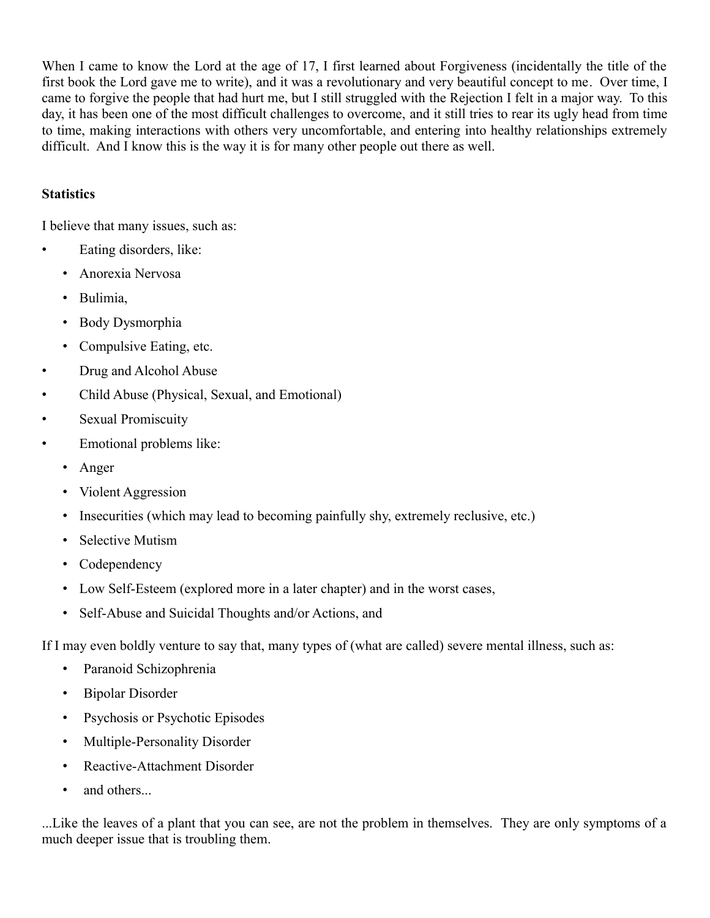When I came to know the Lord at the age of 17, I first learned about Forgiveness (incidentally the title of the first book the Lord gave me to write), and it was a revolutionary and very beautiful concept to me. Over time, I came to forgive the people that had hurt me, but I still struggled with the Rejection I felt in a major way. To this day, it has been one of the most difficult challenges to overcome, and it still tries to rear its ugly head from time to time, making interactions with others very uncomfortable, and entering into healthy relationships extremely difficult. And I know this is the way it is for many other people out there as well.

**Statistics**

I believe that many issues, such as:

- Eating disorders, like:
  - Anorexia Nervosa
  - Bulimia,
  - Body Dysmorphia
  - Compulsive Eating, etc.
- Drug and Alcohol Abuse
- Child Abuse (Physical, Sexual, and Emotional)
- Sexual Promiscuity
- Emotional problems like:
  - Anger
  - Violent Aggression
  - Insecurities (which may lead to becoming painfully shy, extremely reclusive, etc.)
  - Selective Mutism
  - Codependency
  - Low Self-Esteem (explored more in a later chapter) and in the worst cases,
  - Self-Abuse and Suicidal Thoughts and/or Actions, and

If I may even boldly venture to say that, many types of (what are called) severe mental illness, such as:

- Paranoid Schizophrenia
- Bipolar Disorder
- Psychosis or Psychotic Episodes
- Multiple-Personality Disorder
- Reactive-Attachment Disorder
- and others...

...Like the leaves of a plant that you can see, are not the problem in themselves. They are only symptoms of a much deeper issue that is troubling them.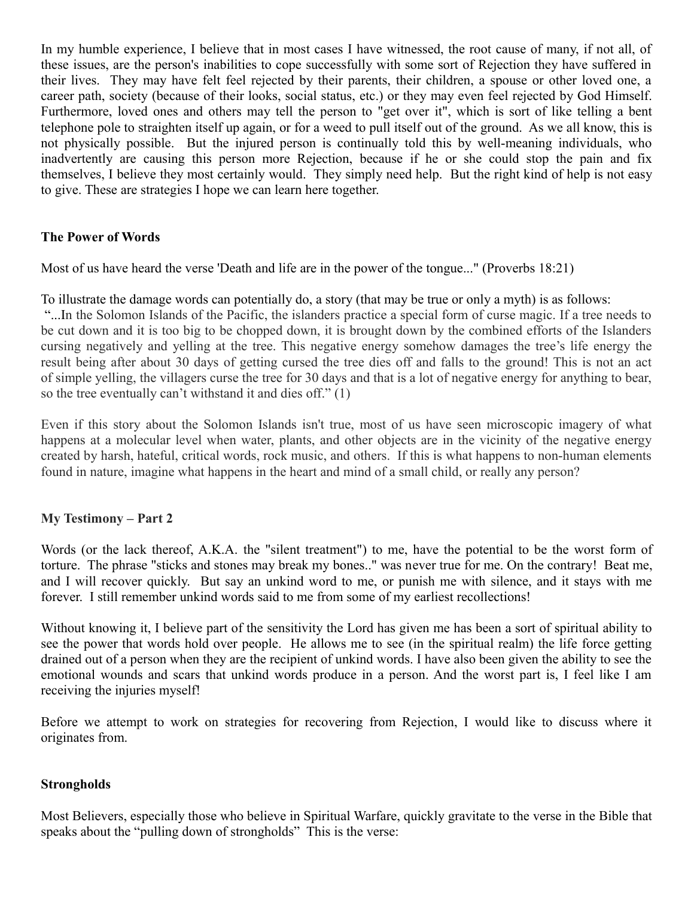In my humble experience, I believe that in most cases I have witnessed, the root cause of many, if not all, of these issues, are the person's inabilities to cope successfully with some sort of Rejection they have suffered in their lives. They may have felt feel rejected by their parents, their children, a spouse or other loved one, a career path, society (because of their looks, social status, etc.) or they may even feel rejected by God Himself. Furthermore, loved ones and others may tell the person to "get over it", which is sort of like telling a bent telephone pole to straighten itself up again, or for a weed to pull itself out of the ground. As we all know, this is not physically possible. But the injured person is continually told this by well-meaning individuals, who inadvertently are causing this person more Rejection, because if he or she could stop the pain and fix themselves, I believe they most certainly would. They simply need help. But the right kind of help is not easy to give. These are strategies I hope we can learn here together.

**The Power of Words**

Most of us have heard the verse 'Death and life are in the power of the tongue..." (Proverbs 18:21)

To illustrate the damage words can potentially do, a story (that may be true or only a myth) is as follows:
"...In the Solomon Islands of the Pacific, the islanders practice a special form of curse magic. If a tree needs to be cut down and it is too big to be chopped down, it is brought down by the combined efforts of the Islanders cursing negatively and yelling at the tree. This negative energy somehow damages the tree's life energy the result being after about 30 days of getting cursed the tree dies off and falls to the ground! This is not an act of simple yelling, the villagers curse the tree for 30 days and that is a lot of negative energy for anything to bear, so the tree eventually can't withstand it and dies off." (1)

Even if this story about the Solomon Islands isn't true, most of us have seen microscopic imagery of what happens at a molecular level when water, plants, and other objects are in the vicinity of the negative energy created by harsh, hateful, critical words, rock music, and others. If this is what happens to non-human elements found in nature, imagine what happens in the heart and mind of a small child, or really any person?

**My Testimony – Part 2**

Words (or the lack thereof, A.K.A. the "silent treatment") to me, have the potential to be the worst form of torture. The phrase "sticks and stones may break my bones.." was never true for me. On the contrary! Beat me, and I will recover quickly. But say an unkind word to me, or punish me with silence, and it stays with me forever. I still remember unkind words said to me from some of my earliest recollections!

Without knowing it, I believe part of the sensitivity the Lord has given me has been a sort of spiritual ability to see the power that words hold over people. He allows me to see (in the spiritual realm) the life force getting drained out of a person when they are the recipient of unkind words. I have also been given the ability to see the emotional wounds and scars that unkind words produce in a person. And the worst part is, I feel like I am receiving the injuries myself!

Before we attempt to work on strategies for recovering from Rejection, I would like to discuss where it originates from.

**Strongholds**

Most Believers, especially those who believe in Spiritual Warfare, quickly gravitate to the verse in the Bible that speaks about the "pulling down of strongholds" This is the verse: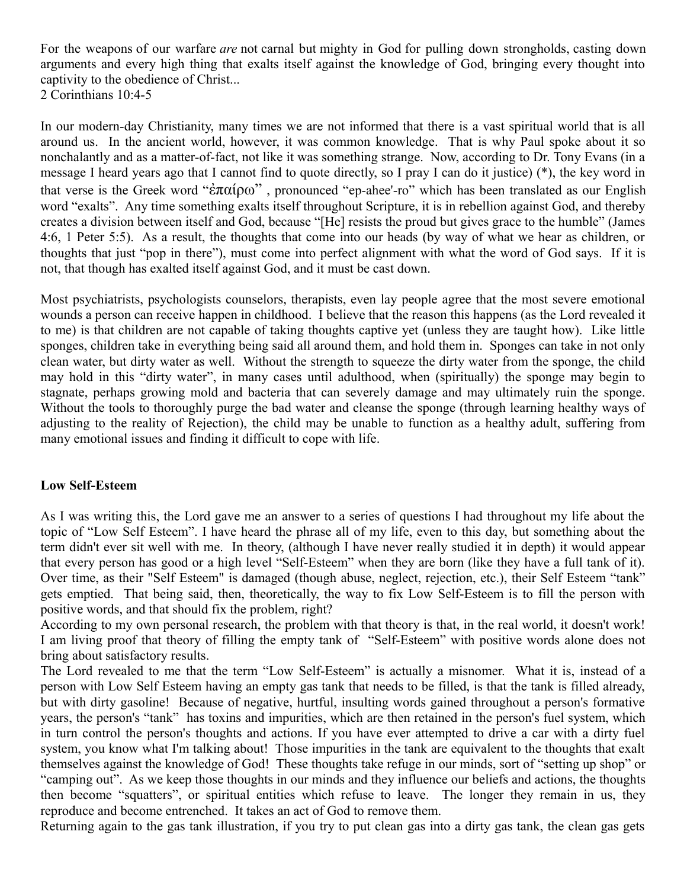For the weapons of our warfare *are* not carnal but mighty in God for pulling down strongholds, casting down arguments and every high thing that exalts itself against the knowledge of God, bringing every thought into captivity to the obedience of Christ...
2 Corinthians 10:4-5

In our modern-day Christianity, many times we are not informed that there is a vast spiritual world that is all around us. In the ancient world, however, it was common knowledge. That is why Paul spoke about it so nonchalantly and as a matter-of-fact, not like it was something strange. Now, according to Dr. Tony Evans (in a message I heard years ago that I cannot find to quote directly, so I pray I can do it justice) (*), the key word in that verse is the Greek word "ἐπαίρω" , pronounced "ep-ahee'-ro" which has been translated as our English word "exalts". Any time something exalts itself throughout Scripture, it is in rebellion against God, and thereby creates a division between itself and God, because "[He] resists the proud but gives grace to the humble" (James 4:6, 1 Peter 5:5). As a result, the thoughts that come into our heads (by way of what we hear as children, or thoughts that just "pop in there"), must come into perfect alignment with what the word of God says. If it is not, that though has exalted itself against God, and it must be cast down.

Most psychiatrists, psychologists counselors, therapists, even lay people agree that the most severe emotional wounds a person can receive happen in childhood. I believe that the reason this happens (as the Lord revealed it to me) is that children are not capable of taking thoughts captive yet (unless they are taught how). Like little sponges, children take in everything being said all around them, and hold them in. Sponges can take in not only clean water, but dirty water as well. Without the strength to squeeze the dirty water from the sponge, the child may hold in this "dirty water", in many cases until adulthood, when (spiritually) the sponge may begin to stagnate, perhaps growing mold and bacteria that can severely damage and may ultimately ruin the sponge. Without the tools to thoroughly purge the bad water and cleanse the sponge (through learning healthy ways of adjusting to the reality of Rejection), the child may be unable to function as a healthy adult, suffering from many emotional issues and finding it difficult to cope with life.

**Low Self-Esteem**

As I was writing this, the Lord gave me an answer to a series of questions I had throughout my life about the topic of "Low Self Esteem". I have heard the phrase all of my life, even to this day, but something about the term didn't ever sit well with me. In theory, (although I have never really studied it in depth) it would appear that every person has good or a high level "Self-Esteem" when they are born (like they have a full tank of it). Over time, as their "Self Esteem" is damaged (though abuse, neglect, rejection, etc.), their Self Esteem "tank" gets emptied. That being said, then, theoretically, the way to fix Low Self-Esteem is to fill the person with positive words, and that should fix the problem, right?

According to my own personal research, the problem with that theory is that, in the real world, it doesn't work! I am living proof that theory of filling the empty tank of "Self-Esteem" with positive words alone does not bring about satisfactory results.

The Lord revealed to me that the term "Low Self-Esteem" is actually a misnomer. What it is, instead of a person with Low Self Esteem having an empty gas tank that needs to be filled, is that the tank is filled already, but with dirty gasoline! Because of negative, hurtful, insulting words gained throughout a person's formative years, the person's "tank" has toxins and impurities, which are then retained in the person's fuel system, which in turn control the person's thoughts and actions. If you have ever attempted to drive a car with a dirty fuel system, you know what I'm talking about! Those impurities in the tank are equivalent to the thoughts that exalt themselves against the knowledge of God! These thoughts take refuge in our minds, sort of "setting up shop" or "camping out". As we keep those thoughts in our minds and they influence our beliefs and actions, the thoughts then become "squatters", or spiritual entities which refuse to leave. The longer they remain in us, they reproduce and become entrenched. It takes an act of God to remove them.

Returning again to the gas tank illustration, if you try to put clean gas into a dirty gas tank, the clean gas gets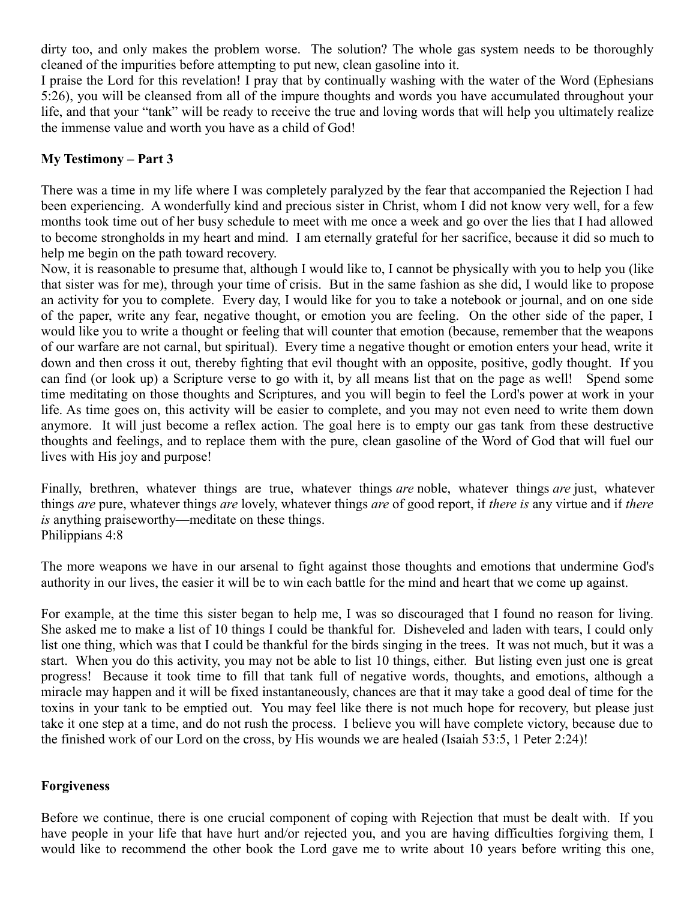dirty too, and only makes the problem worse. The solution? The whole gas system needs to be thoroughly cleaned of the impurities before attempting to put new, clean gasoline into it.

I praise the Lord for this revelation! I pray that by continually washing with the water of the Word (Ephesians 5:26), you will be cleansed from all of the impure thoughts and words you have accumulated throughout your life, and that your "tank" will be ready to receive the true and loving words that will help you ultimately realize the immense value and worth you have as a child of God!

**My Testimony – Part 3**

There was a time in my life where I was completely paralyzed by the fear that accompanied the Rejection I had been experiencing. A wonderfully kind and precious sister in Christ, whom I did not know very well, for a few months took time out of her busy schedule to meet with me once a week and go over the lies that I had allowed to become strongholds in my heart and mind. I am eternally grateful for her sacrifice, because it did so much to help me begin on the path toward recovery.

Now, it is reasonable to presume that, although I would like to, I cannot be physically with you to help you (like that sister was for me), through your time of crisis. But in the same fashion as she did, I would like to propose an activity for you to complete. Every day, I would like for you to take a notebook or journal, and on one side of the paper, write any fear, negative thought, or emotion you are feeling. On the other side of the paper, I would like you to write a thought or feeling that will counter that emotion (because, remember that the weapons of our warfare are not carnal, but spiritual). Every time a negative thought or emotion enters your head, write it down and then cross it out, thereby fighting that evil thought with an opposite, positive, godly thought. If you can find (or look up) a Scripture verse to go with it, by all means list that on the page as well! Spend some time meditating on those thoughts and Scriptures, and you will begin to feel the Lord's power at work in your life. As time goes on, this activity will be easier to complete, and you may not even need to write them down anymore. It will just become a reflex action. The goal here is to empty our gas tank from these destructive thoughts and feelings, and to replace them with the pure, clean gasoline of the Word of God that will fuel our lives with His joy and purpose!

Finally, brethren, whatever things are true, whatever things *are* noble, whatever things *are* just, whatever things *are* pure, whatever things *are* lovely, whatever things *are* of good report, if *there is* any virtue and if *there is* anything praiseworthy—meditate on these things.
Philippians 4:8

The more weapons we have in our arsenal to fight against those thoughts and emotions that undermine God's authority in our lives, the easier it will be to win each battle for the mind and heart that we come up against.

For example, at the time this sister began to help me, I was so discouraged that I found no reason for living. She asked me to make a list of 10 things I could be thankful for. Disheveled and laden with tears, I could only list one thing, which was that I could be thankful for the birds singing in the trees. It was not much, but it was a start. When you do this activity, you may not be able to list 10 things, either. But listing even just one is great progress! Because it took time to fill that tank full of negative words, thoughts, and emotions, although a miracle may happen and it will be fixed instantaneously, chances are that it may take a good deal of time for the toxins in your tank to be emptied out. You may feel like there is not much hope for recovery, but please just take it one step at a time, and do not rush the process. I believe you will have complete victory, because due to the finished work of our Lord on the cross, by His wounds we are healed (Isaiah 53:5, 1 Peter 2:24)!

**Forgiveness**

Before we continue, there is one crucial component of coping with Rejection that must be dealt with. If you have people in your life that have hurt and/or rejected you, and you are having difficulties forgiving them, I would like to recommend the other book the Lord gave me to write about 10 years before writing this one,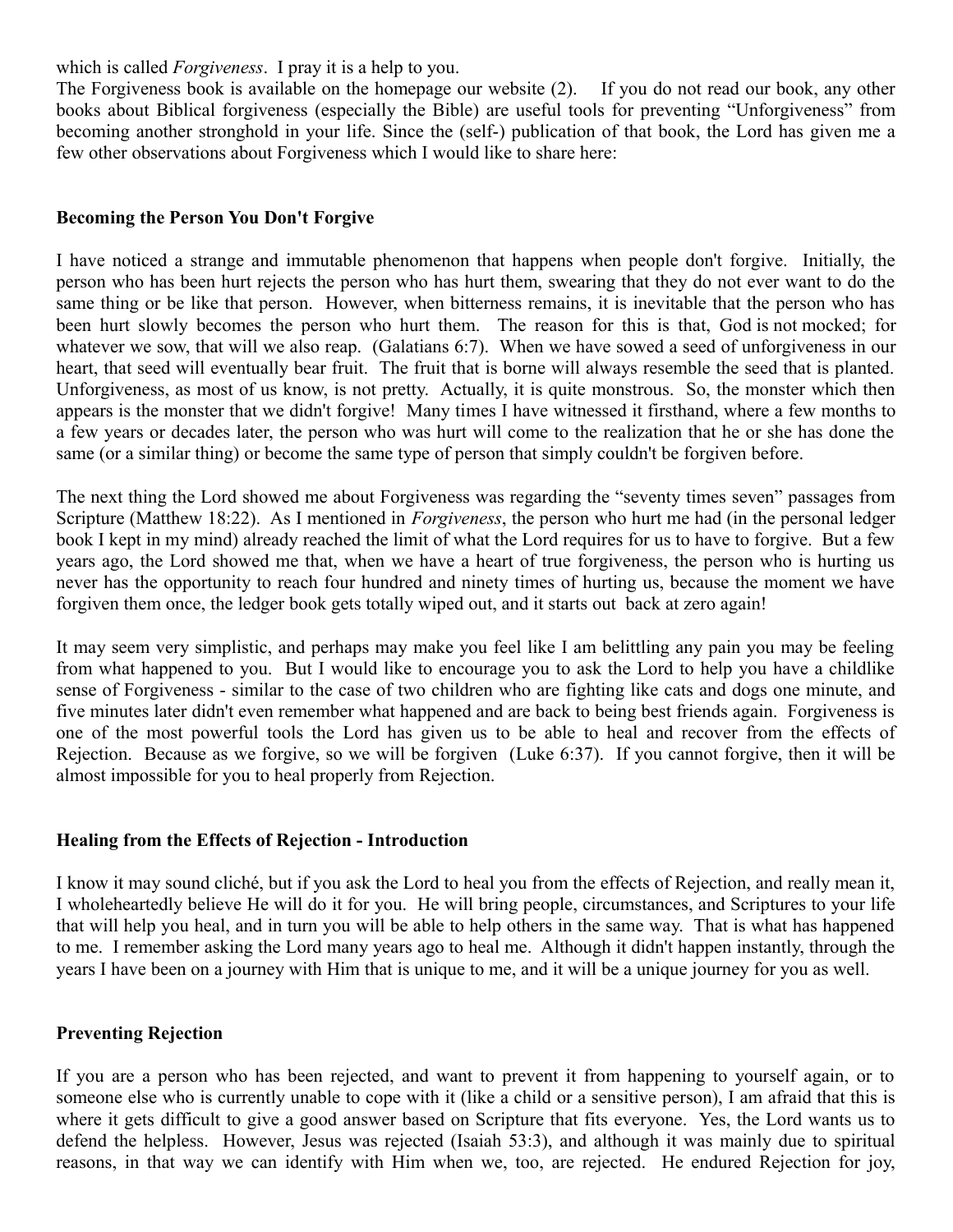which is called *Forgiveness*. I pray it is a help to you.

The Forgiveness book is available on the homepage our website (2). If you do not read our book, any other books about Biblical forgiveness (especially the Bible) are useful tools for preventing "Unforgiveness" from becoming another stronghold in your life. Since the (self-) publication of that book, the Lord has given me a few other observations about Forgiveness which I would like to share here:

**Becoming the Person You Don't Forgive**

I have noticed a strange and immutable phenomenon that happens when people don't forgive. Initially, the person who has been hurt rejects the person who has hurt them, swearing that they do not ever want to do the same thing or be like that person. However, when bitterness remains, it is inevitable that the person who has been hurt slowly becomes the person who hurt them. The reason for this is that, God is not mocked; for whatever we sow, that will we also reap. (Galatians 6:7). When we have sowed a seed of unforgiveness in our heart, that seed will eventually bear fruit. The fruit that is borne will always resemble the seed that is planted. Unforgiveness, as most of us know, is not pretty. Actually, it is quite monstrous. So, the monster which then appears is the monster that we didn't forgive! Many times I have witnessed it firsthand, where a few months to a few years or decades later, the person who was hurt will come to the realization that he or she has done the same (or a similar thing) or become the same type of person that simply couldn't be forgiven before.

The next thing the Lord showed me about Forgiveness was regarding the "seventy times seven" passages from Scripture (Matthew 18:22). As I mentioned in *Forgiveness*, the person who hurt me had (in the personal ledger book I kept in my mind) already reached the limit of what the Lord requires for us to have to forgive. But a few years ago, the Lord showed me that, when we have a heart of true forgiveness, the person who is hurting us never has the opportunity to reach four hundred and ninety times of hurting us, because the moment we have forgiven them once, the ledger book gets totally wiped out, and it starts out back at zero again!

It may seem very simplistic, and perhaps may make you feel like I am belittling any pain you may be feeling from what happened to you. But I would like to encourage you to ask the Lord to help you have a childlike sense of Forgiveness - similar to the case of two children who are fighting like cats and dogs one minute, and five minutes later didn't even remember what happened and are back to being best friends again. Forgiveness is one of the most powerful tools the Lord has given us to be able to heal and recover from the effects of Rejection. Because as we forgive, so we will be forgiven (Luke 6:37). If you cannot forgive, then it will be almost impossible for you to heal properly from Rejection.

**Healing from the Effects of Rejection - Introduction**

I know it may sound cliché, but if you ask the Lord to heal you from the effects of Rejection, and really mean it, I wholeheartedly believe He will do it for you. He will bring people, circumstances, and Scriptures to your life that will help you heal, and in turn you will be able to help others in the same way. That is what has happened to me. I remember asking the Lord many years ago to heal me. Although it didn't happen instantly, through the years I have been on a journey with Him that is unique to me, and it will be a unique journey for you as well.

**Preventing Rejection**

If you are a person who has been rejected, and want to prevent it from happening to yourself again, or to someone else who is currently unable to cope with it (like a child or a sensitive person), I am afraid that this is where it gets difficult to give a good answer based on Scripture that fits everyone. Yes, the Lord wants us to defend the helpless. However, Jesus was rejected (Isaiah 53:3), and although it was mainly due to spiritual reasons, in that way we can identify with Him when we, too, are rejected. He endured Rejection for joy,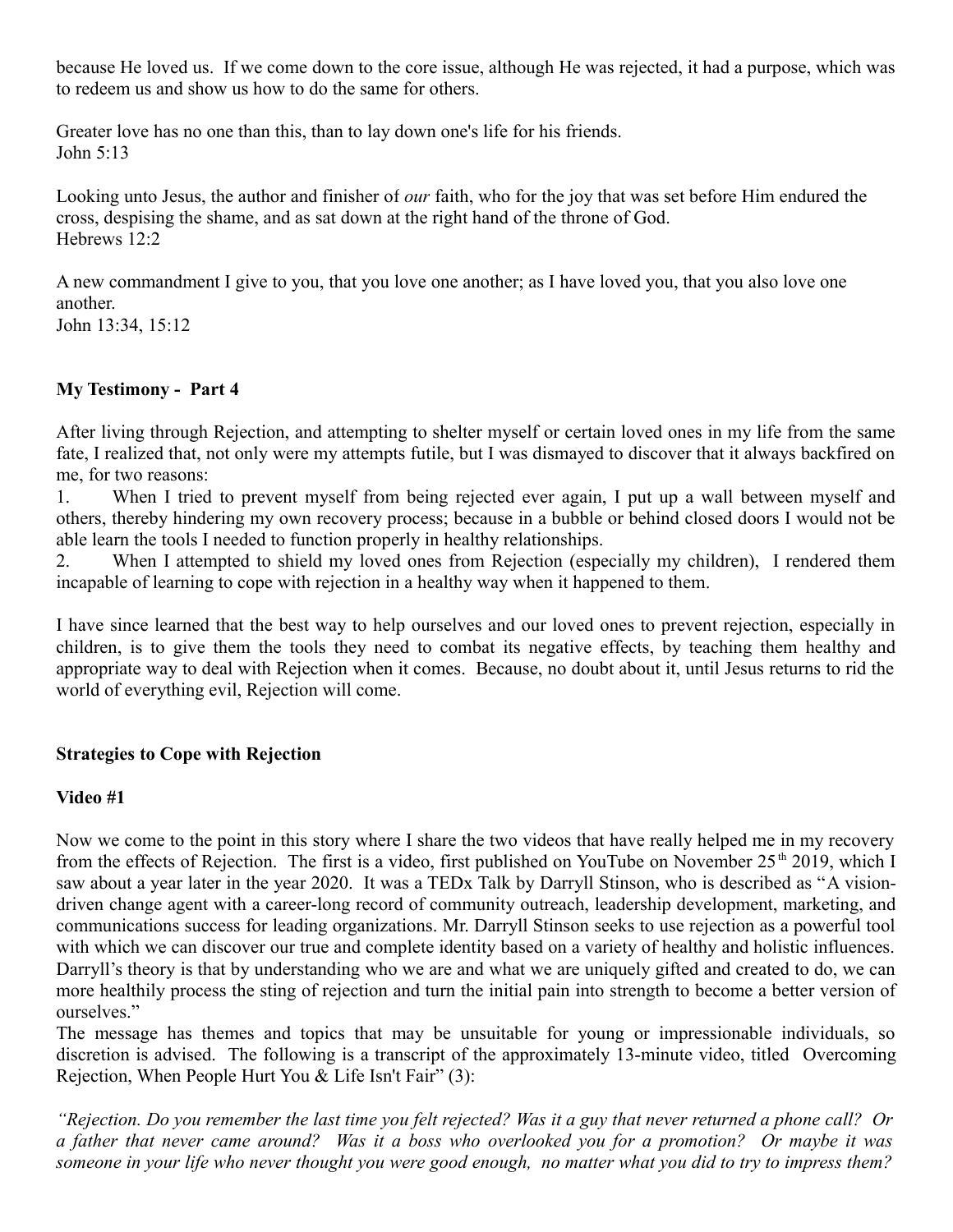because He loved us. If we come down to the core issue, although He was rejected, it had a purpose, which was to redeem us and show us how to do the same for others.

Greater love has no one than this, than to lay down one's life for his friends.
John 5:13

Looking unto Jesus, the author and finisher of *our* faith, who for the joy that was set before Him endured the cross, despising the shame, and as sat down at the right hand of the throne of God.
Hebrews 12:2

A new commandment I give to you, that you love one another; as I have loved you, that you also love one another.
John 13:34, 15:12

**My Testimony - Part 4**

After living through Rejection, and attempting to shelter myself or certain loved ones in my life from the same fate, I realized that, not only were my attempts futile, but I was dismayed to discover that it always backfired on me, for two reasons:

1. When I tried to prevent myself from being rejected ever again, I put up a wall between myself and others, thereby hindering my own recovery process; because in a bubble or behind closed doors I would not be able learn the tools I needed to function properly in healthy relationships.
2. When I attempted to shield my loved ones from Rejection (especially my children), I rendered them incapable of learning to cope with rejection in a healthy way when it happened to them.

I have since learned that the best way to help ourselves and our loved ones to prevent rejection, especially in children, is to give them the tools they need to combat its negative effects, by teaching them healthy and appropriate way to deal with Rejection when it comes. Because, no doubt about it, until Jesus returns to rid the world of everything evil, Rejection will come.

**Strategies to Cope with Rejection**

**Video #1**

Now we come to the point in this story where I share the two videos that have really helped me in my recovery from the effects of Rejection. The first is a video, first published on YouTube on November 25th 2019, which I saw about a year later in the year 2020. It was a TEDx Talk by Darryll Stinson, who is described as "A vision-driven change agent with a career-long record of community outreach, leadership development, marketing, and communications success for leading organizations. Mr. Darryll Stinson seeks to use rejection as a powerful tool with which we can discover our true and complete identity based on a variety of healthy and holistic influences. Darryll's theory is that by understanding who we are and what we are uniquely gifted and created to do, we can more healthily process the sting of rejection and turn the initial pain into strength to become a better version of ourselves."

The message has themes and topics that may be unsuitable for young or impressionable individuals, so discretion is advised. The following is a transcript of the approximately 13-minute video, titled Overcoming Rejection, When People Hurt You & Life Isn't Fair" (3):

*"Rejection. Do you remember the last time you felt rejected? Was it a guy that never returned a phone call? Or a father that never came around? Was it a boss who overlooked you for a promotion? Or maybe it was someone in your life who never thought you were good enough, no matter what you did to try to impress them?*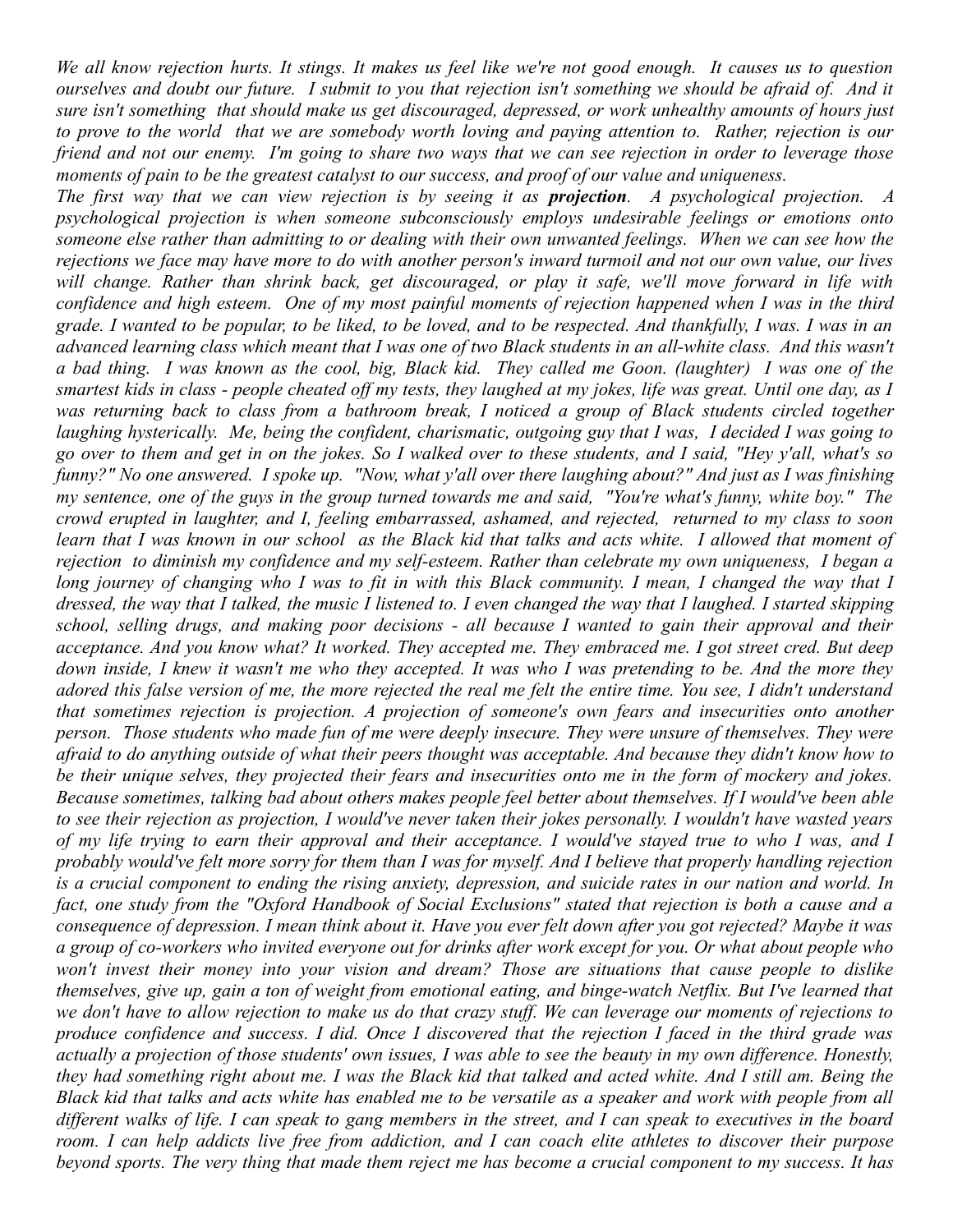*We all know rejection hurts. It stings. It makes us feel like we're not good enough. It causes us to question ourselves and doubt our future. I submit to you that rejection isn't something we should be afraid of. And it sure isn't something that should make us get discouraged, depressed, or work unhealthy amounts of hours just to prove to the world that we are somebody worth loving and paying attention to. Rather, rejection is our friend and not our enemy. I'm going to share two ways that we can see rejection in order to leverage those moments of pain to be the greatest catalyst to our success, and proof of our value and uniqueness.*

*The first way that we can view rejection is by seeing it as* ***projection****. A psychological projection. A psychological projection is when someone subconsciously employs undesirable feelings or emotions onto someone else rather than admitting to or dealing with their own unwanted feelings. When we can see how the rejections we face may have more to do with another person's inward turmoil and not our own value, our lives will change. Rather than shrink back, get discouraged, or play it safe, we'll move forward in life with confidence and high esteem. One of my most painful moments of rejection happened when I was in the third grade. I wanted to be popular, to be liked, to be loved, and to be respected. And thankfully, I was. I was in an advanced learning class which meant that I was one of two Black students in an all-white class. And this wasn't a bad thing. I was known as the cool, big, Black kid. They called me Goon. (laughter) I was one of the smartest kids in class - people cheated off my tests, they laughed at my jokes, life was great. Until one day, as I was returning back to class from a bathroom break, I noticed a group of Black students circled together laughing hysterically. Me, being the confident, charismatic, outgoing guy that I was, I decided I was going to go over to them and get in on the jokes. So I walked over to these students, and I said, "Hey y'all, what's so funny?" No one answered. I spoke up. "Now, what y'all over there laughing about?" And just as I was finishing my sentence, one of the guys in the group turned towards me and said, "You're what's funny, white boy." The crowd erupted in laughter, and I, feeling embarrassed, ashamed, and rejected, returned to my class to soon learn that I was known in our school as the Black kid that talks and acts white. I allowed that moment of rejection to diminish my confidence and my self-esteem. Rather than celebrate my own uniqueness, I began a long journey of changing who I was to fit in with this Black community. I mean, I changed the way that I dressed, the way that I talked, the music I listened to. I even changed the way that I laughed. I started skipping school, selling drugs, and making poor decisions - all because I wanted to gain their approval and their acceptance. And you know what? It worked. They accepted me. They embraced me. I got street cred. But deep down inside, I knew it wasn't me who they accepted. It was who I was pretending to be. And the more they adored this false version of me, the more rejected the real me felt the entire time. You see, I didn't understand that sometimes rejection is projection. A projection of someone's own fears and insecurities onto another person. Those students who made fun of me were deeply insecure. They were unsure of themselves. They were afraid to do anything outside of what their peers thought was acceptable. And because they didn't know how to be their unique selves, they projected their fears and insecurities onto me in the form of mockery and jokes. Because sometimes, talking bad about others makes people feel better about themselves. If I would've been able to see their rejection as projection, I would've never taken their jokes personally. I wouldn't have wasted years of my life trying to earn their approval and their acceptance. I would've stayed true to who I was, and I probably would've felt more sorry for them than I was for myself. And I believe that properly handling rejection is a crucial component to ending the rising anxiety, depression, and suicide rates in our nation and world. In fact, one study from the "Oxford Handbook of Social Exclusions" stated that rejection is both a cause and a consequence of depression. I mean think about it. Have you ever felt down after you got rejected? Maybe it was a group of co-workers who invited everyone out for drinks after work except for you. Or what about people who won't invest their money into your vision and dream? Those are situations that cause people to dislike themselves, give up, gain a ton of weight from emotional eating, and binge-watch Netflix. But I've learned that we don't have to allow rejection to make us do that crazy stuff. We can leverage our moments of rejections to produce confidence and success. I did. Once I discovered that the rejection I faced in the third grade was actually a projection of those students' own issues, I was able to see the beauty in my own difference. Honestly, they had something right about me. I was the Black kid that talked and acted white. And I still am. Being the Black kid that talks and acts white has enabled me to be versatile as a speaker and work with people from all different walks of life. I can speak to gang members in the street, and I can speak to executives in the board room. I can help addicts live free from addiction, and I can coach elite athletes to discover their purpose beyond sports. The very thing that made them reject me has become a crucial component to my success. It has*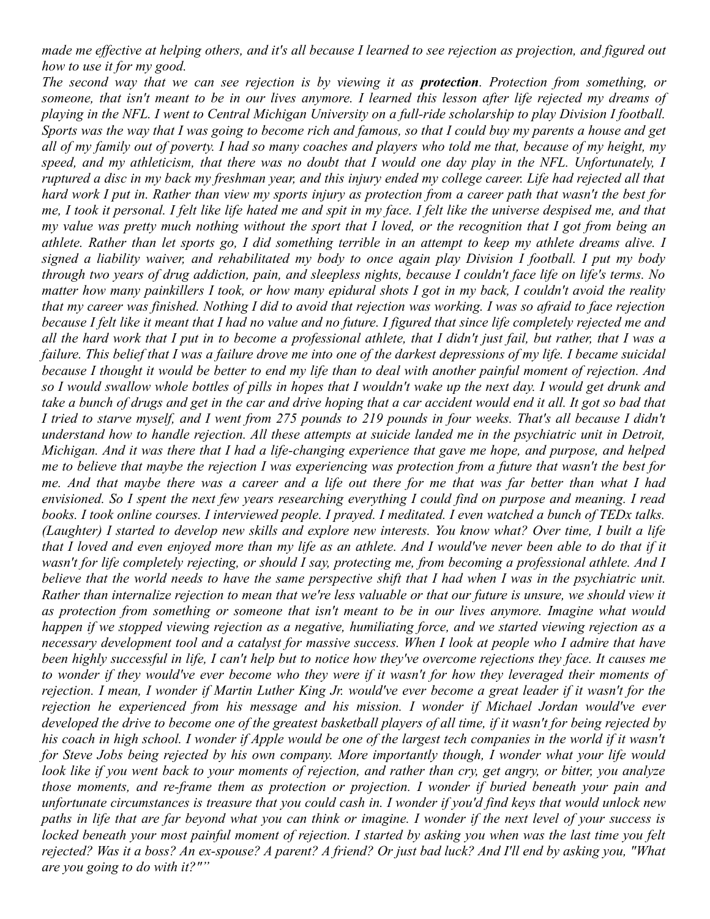*made me effective at helping others, and it's all because I learned to see rejection as projection, and figured out how to use it for my good.*

*The second way that we can see rejection is by viewing it as **protection**. Protection from something, or someone, that isn't meant to be in our lives anymore. I learned this lesson after life rejected my dreams of playing in the NFL. I went to Central Michigan University on a full-ride scholarship to play Division I football. Sports was the way that I was going to become rich and famous, so that I could buy my parents a house and get all of my family out of poverty. I had so many coaches and players who told me that, because of my height, my speed, and my athleticism, that there was no doubt that I would one day play in the NFL. Unfortunately, I ruptured a disc in my back my freshman year, and this injury ended my college career. Life had rejected all that hard work I put in. Rather than view my sports injury as protection from a career path that wasn't the best for me, I took it personal. I felt like life hated me and spit in my face. I felt like the universe despised me, and that my value was pretty much nothing without the sport that I loved, or the recognition that I got from being an athlete. Rather than let sports go, I did something terrible in an attempt to keep my athlete dreams alive. I signed a liability waiver, and rehabilitated my body to once again play Division I football. I put my body through two years of drug addiction, pain, and sleepless nights, because I couldn't face life on life's terms. No matter how many painkillers I took, or how many epidural shots I got in my back, I couldn't avoid the reality that my career was finished. Nothing I did to avoid that rejection was working. I was so afraid to face rejection because I felt like it meant that I had no value and no future. I figured that since life completely rejected me and all the hard work that I put in to become a professional athlete, that I didn't just fail, but rather, that I was a failure. This belief that I was a failure drove me into one of the darkest depressions of my life. I became suicidal because I thought it would be better to end my life than to deal with another painful moment of rejection. And so I would swallow whole bottles of pills in hopes that I wouldn't wake up the next day. I would get drunk and take a bunch of drugs and get in the car and drive hoping that a car accident would end it all. It got so bad that I tried to starve myself, and I went from 275 pounds to 219 pounds in four weeks. That's all because I didn't understand how to handle rejection. All these attempts at suicide landed me in the psychiatric unit in Detroit, Michigan. And it was there that I had a life-changing experience that gave me hope, and purpose, and helped me to believe that maybe the rejection I was experiencing was protection from a future that wasn't the best for me. And that maybe there was a career and a life out there for me that was far better than what I had envisioned. So I spent the next few years researching everything I could find on purpose and meaning. I read books. I took online courses. I interviewed people. I prayed. I meditated. I even watched a bunch of TEDx talks. (Laughter) I started to develop new skills and explore new interests. You know what? Over time, I built a life that I loved and even enjoyed more than my life as an athlete. And I would've never been able to do that if it wasn't for life completely rejecting, or should I say, protecting me, from becoming a professional athlete. And I believe that the world needs to have the same perspective shift that I had when I was in the psychiatric unit. Rather than internalize rejection to mean that we're less valuable or that our future is unsure, we should view it as protection from something or someone that isn't meant to be in our lives anymore. Imagine what would happen if we stopped viewing rejection as a negative, humiliating force, and we started viewing rejection as a necessary development tool and a catalyst for massive success. When I look at people who I admire that have been highly successful in life, I can't help but to notice how they've overcome rejections they face. It causes me to wonder if they would've ever become who they were if it wasn't for how they leveraged their moments of rejection. I mean, I wonder if Martin Luther King Jr. would've ever become a great leader if it wasn't for the rejection he experienced from his message and his mission. I wonder if Michael Jordan would've ever developed the drive to become one of the greatest basketball players of all time, if it wasn't for being rejected by his coach in high school. I wonder if Apple would be one of the largest tech companies in the world if it wasn't for Steve Jobs being rejected by his own company. More importantly though, I wonder what your life would look like if you went back to your moments of rejection, and rather than cry, get angry, or bitter, you analyze those moments, and re-frame them as protection or projection. I wonder if buried beneath your pain and unfortunate circumstances is treasure that you could cash in. I wonder if you'd find keys that would unlock new paths in life that are far beyond what you can think or imagine. I wonder if the next level of your success is locked beneath your most painful moment of rejection. I started by asking you when was the last time you felt rejected? Was it a boss? An ex-spouse? A parent? A friend? Or just bad luck? And I'll end by asking you, "What are you going to do with it?"”*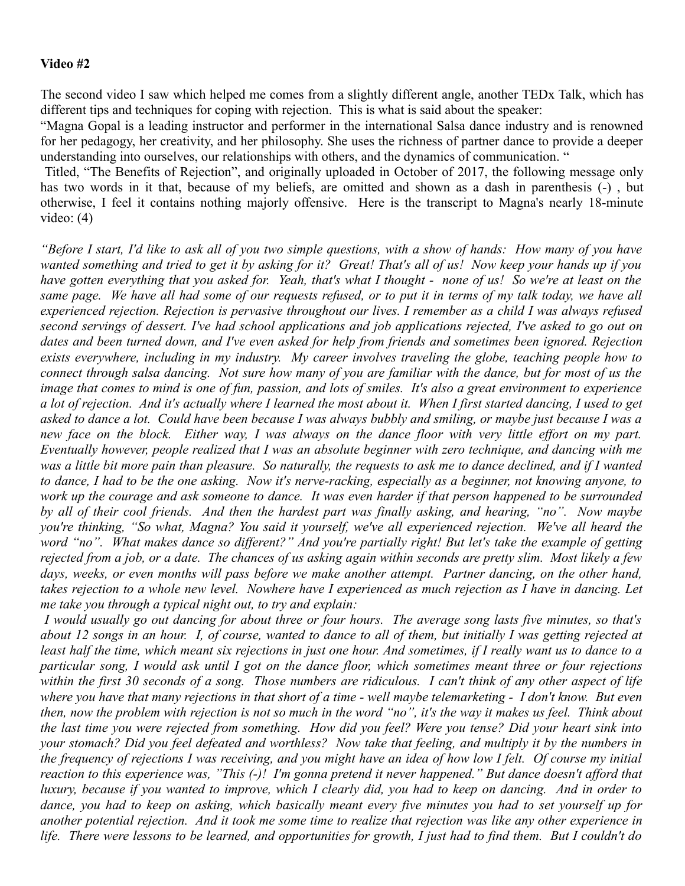**Video #2**

The second video I saw which helped me comes from a slightly different angle, another TEDx Talk, which has different tips and techniques for coping with rejection. This is what is said about the speaker:
"Magna Gopal is a leading instructor and performer in the international Salsa dance industry and is renowned for her pedagogy, her creativity, and her philosophy. She uses the richness of partner dance to provide a deeper understanding into ourselves, our relationships with others, and the dynamics of communication. "

Titled, "The Benefits of Rejection", and originally uploaded in October of 2017, the following message only has two words in it that, because of my beliefs, are omitted and shown as a dash in parenthesis (-) , but otherwise, I feel it contains nothing majorly offensive. Here is the transcript to Magna's nearly 18-minute video: (4)

*"Before I start, I'd like to ask all of you two simple questions, with a show of hands: How many of you have wanted something and tried to get it by asking for it? Great! That's all of us! Now keep your hands up if you have gotten everything that you asked for. Yeah, that's what I thought - none of us! So we're at least on the same page. We have all had some of our requests refused, or to put it in terms of my talk today, we have all experienced rejection. Rejection is pervasive throughout our lives. I remember as a child I was always refused second servings of dessert. I've had school applications and job applications rejected, I've asked to go out on dates and been turned down, and I've even asked for help from friends and sometimes been ignored. Rejection exists everywhere, including in my industry. My career involves traveling the globe, teaching people how to connect through salsa dancing. Not sure how many of you are familiar with the dance, but for most of us the image that comes to mind is one of fun, passion, and lots of smiles. It's also a great environment to experience a lot of rejection. And it's actually where I learned the most about it. When I first started dancing, I used to get asked to dance a lot. Could have been because I was always bubbly and smiling, or maybe just because I was a new face on the block. Either way, I was always on the dance floor with very little effort on my part. Eventually however, people realized that I was an absolute beginner with zero technique, and dancing with me was a little bit more pain than pleasure. So naturally, the requests to ask me to dance declined, and if I wanted to dance, I had to be the one asking. Now it's nerve-racking, especially as a beginner, not knowing anyone, to work up the courage and ask someone to dance. It was even harder if that person happened to be surrounded by all of their cool friends. And then the hardest part was finally asking, and hearing, "no". Now maybe you're thinking, "So what, Magna? You said it yourself, we've all experienced rejection. We've all heard the word "no". What makes dance so different?" And you're partially right! But let's take the example of getting rejected from a job, or a date. The chances of us asking again within seconds are pretty slim. Most likely a few days, weeks, or even months will pass before we make another attempt. Partner dancing, on the other hand, takes rejection to a whole new level. Nowhere have I experienced as much rejection as I have in dancing. Let me take you through a typical night out, to try and explain:*

*I would usually go out dancing for about three or four hours. The average song lasts five minutes, so that's about 12 songs in an hour. I, of course, wanted to dance to all of them, but initially I was getting rejected at least half the time, which meant six rejections in just one hour. And sometimes, if I really want us to dance to a particular song, I would ask until I got on the dance floor, which sometimes meant three or four rejections within the first 30 seconds of a song. Those numbers are ridiculous. I can't think of any other aspect of life where you have that many rejections in that short of a time - well maybe telemarketing - I don't know. But even then, now the problem with rejection is not so much in the word "no", it's the way it makes us feel. Think about the last time you were rejected from something. How did you feel? Were you tense? Did your heart sink into your stomach? Did you feel defeated and worthless? Now take that feeling, and multiply it by the numbers in the frequency of rejections I was receiving, and you might have an idea of how low I felt. Of course my initial reaction to this experience was, "This (-)! I'm gonna pretend it never happened." But dance doesn't afford that luxury, because if you wanted to improve, which I clearly did, you had to keep on dancing. And in order to dance, you had to keep on asking, which basically meant every five minutes you had to set yourself up for another potential rejection. And it took me some time to realize that rejection was like any other experience in life. There were lessons to be learned, and opportunities for growth, I just had to find them. But I couldn't do*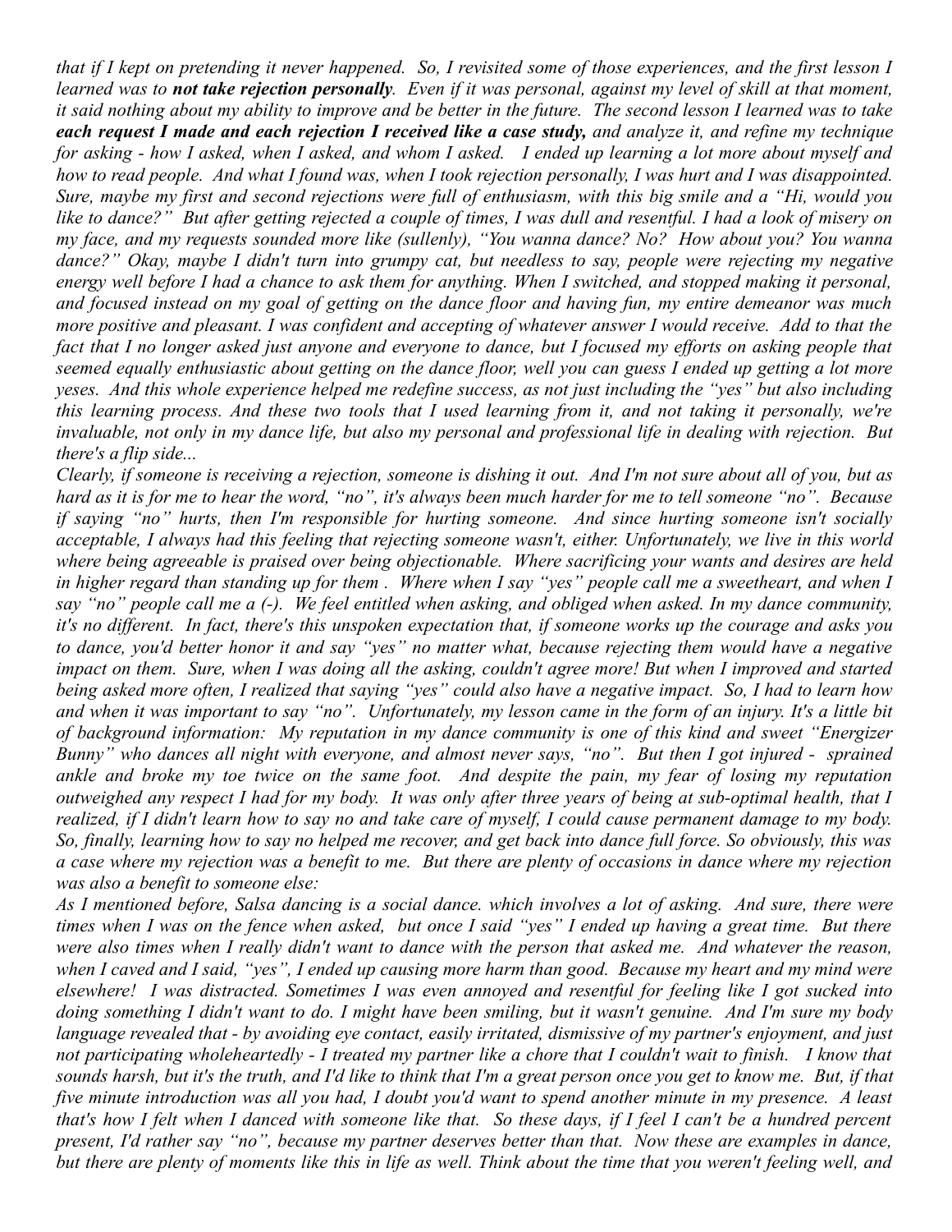*that if I kept on pretending it never happened. So, I revisited some of those experiences, and the first lesson I learned was to **not take rejection personally**. Even if it was personal, against my level of skill at that moment, it said nothing about my ability to improve and be better in the future. The second lesson I learned was to take **each request I made and each rejection I received like a case study,** and analyze it, and refine my technique for asking - how I asked, when I asked, and whom I asked. I ended up learning a lot more about myself and how to read people. And what I found was, when I took rejection personally, I was hurt and I was disappointed. Sure, maybe my first and second rejections were full of enthusiasm, with this big smile and a "Hi, would you like to dance?" But after getting rejected a couple of times, I was dull and resentful. I had a look of misery on my face, and my requests sounded more like (sullenly), "You wanna dance? No? How about you? You wanna dance?" Okay, maybe I didn't turn into grumpy cat, but needless to say, people were rejecting my negative energy well before I had a chance to ask them for anything. When I switched, and stopped making it personal, and focused instead on my goal of getting on the dance floor and having fun, my entire demeanor was much more positive and pleasant. I was confident and accepting of whatever answer I would receive. Add to that the fact that I no longer asked just anyone and everyone to dance, but I focused my efforts on asking people that seemed equally enthusiastic about getting on the dance floor, well you can guess I ended up getting a lot more yeses. And this whole experience helped me redefine success, as not just including the "yes" but also including this learning process. And these two tools that I used learning from it, and not taking it personally, we're invaluable, not only in my dance life, but also my personal and professional life in dealing with rejection. But there's a flip side...*

*Clearly, if someone is receiving a rejection, someone is dishing it out. And I'm not sure about all of you, but as hard as it is for me to hear the word, "no", it's always been much harder for me to tell someone "no". Because if saying "no" hurts, then I'm responsible for hurting someone. And since hurting someone isn't socially acceptable, I always had this feeling that rejecting someone wasn't, either. Unfortunately, we live in this world where being agreeable is praised over being objectionable. Where sacrificing your wants and desires are held in higher regard than standing up for them . Where when I say "yes" people call me a sweetheart, and when I say "no" people call me a (-). We feel entitled when asking, and obliged when asked. In my dance community, it's no different. In fact, there's this unspoken expectation that, if someone works up the courage and asks you to dance, you'd better honor it and say "yes" no matter what, because rejecting them would have a negative impact on them. Sure, when I was doing all the asking, couldn't agree more! But when I improved and started being asked more often, I realized that saying "yes" could also have a negative impact. So, I had to learn how and when it was important to say "no". Unfortunately, my lesson came in the form of an injury. It's a little bit of background information: My reputation in my dance community is one of this kind and sweet "Energizer Bunny" who dances all night with everyone, and almost never says, "no". But then I got injured - sprained ankle and broke my toe twice on the same foot. And despite the pain, my fear of losing my reputation outweighed any respect I had for my body. It was only after three years of being at sub-optimal health, that I realized, if I didn't learn how to say no and take care of myself, I could cause permanent damage to my body. So, finally, learning how to say no helped me recover, and get back into dance full force. So obviously, this was a case where my rejection was a benefit to me. But there are plenty of occasions in dance where my rejection was also a benefit to someone else:*

*As I mentioned before, Salsa dancing is a social dance. which involves a lot of asking. And sure, there were times when I was on the fence when asked, but once I said "yes" I ended up having a great time. But there were also times when I really didn't want to dance with the person that asked me. And whatever the reason, when I caved and I said, "yes", I ended up causing more harm than good. Because my heart and my mind were elsewhere! I was distracted. Sometimes I was even annoyed and resentful for feeling like I got sucked into doing something I didn't want to do. I might have been smiling, but it wasn't genuine. And I'm sure my body language revealed that - by avoiding eye contact, easily irritated, dismissive of my partner's enjoyment, and just not participating wholeheartedly - I treated my partner like a chore that I couldn't wait to finish. I know that sounds harsh, but it's the truth, and I'd like to think that I'm a great person once you get to know me. But, if that five minute introduction was all you had, I doubt you'd want to spend another minute in my presence. A least that's how I felt when I danced with someone like that. So these days, if I feel I can't be a hundred percent present, I'd rather say "no", because my partner deserves better than that. Now these are examples in dance, but there are plenty of moments like this in life as well. Think about the time that you weren't feeling well, and*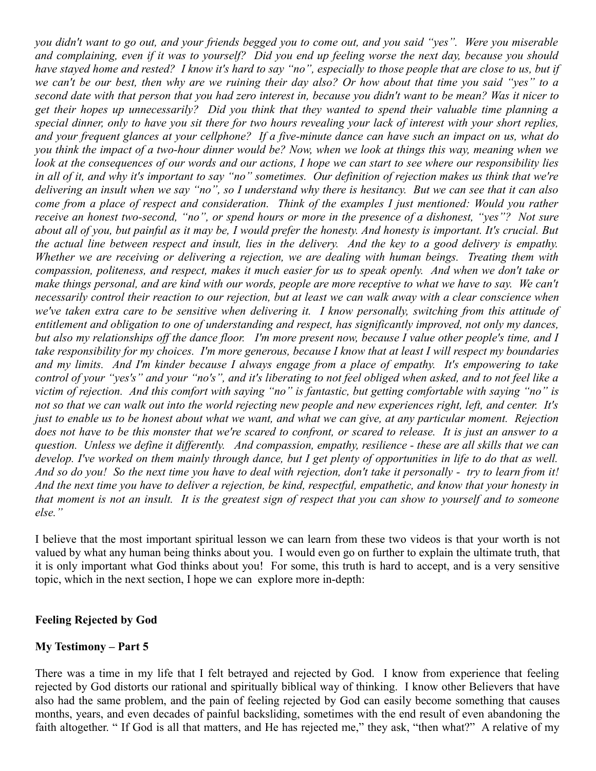*you didn't want to go out, and your friends begged you to come out, and you said "yes". Were you miserable and complaining, even if it was to yourself? Did you end up feeling worse the next day, because you should have stayed home and rested? I know it's hard to say "no", especially to those people that are close to us, but if we can't be our best, then why are we ruining their day also? Or how about that time you said "yes" to a second date with that person that you had zero interest in, because you didn't want to be mean? Was it nicer to get their hopes up unnecessarily? Did you think that they wanted to spend their valuable time planning a special dinner, only to have you sit there for two hours revealing your lack of interest with your short replies, and your frequent glances at your cellphone? If a five-minute dance can have such an impact on us, what do you think the impact of a two-hour dinner would be? Now, when we look at things this way, meaning when we look at the consequences of our words and our actions, I hope we can start to see where our responsibility lies in all of it, and why it's important to say "no" sometimes. Our definition of rejection makes us think that we're delivering an insult when we say "no", so I understand why there is hesitancy. But we can see that it can also come from a place of respect and consideration. Think of the examples I just mentioned: Would you rather receive an honest two-second, "no", or spend hours or more in the presence of a dishonest, "yes"? Not sure about all of you, but painful as it may be, I would prefer the honesty. And honesty is important. It's crucial. But the actual line between respect and insult, lies in the delivery. And the key to a good delivery is empathy. Whether we are receiving or delivering a rejection, we are dealing with human beings. Treating them with compassion, politeness, and respect, makes it much easier for us to speak openly. And when we don't take or make things personal, and are kind with our words, people are more receptive to what we have to say. We can't necessarily control their reaction to our rejection, but at least we can walk away with a clear conscience when we've taken extra care to be sensitive when delivering it. I know personally, switching from this attitude of entitlement and obligation to one of understanding and respect, has significantly improved, not only my dances, but also my relationships off the dance floor. I'm more present now, because I value other people's time, and I take responsibility for my choices. I'm more generous, because I know that at least I will respect my boundaries and my limits. And I'm kinder because I always engage from a place of empathy. It's empowering to take control of your "yes's" and your "no's", and it's liberating to not feel obliged when asked, and to not feel like a victim of rejection. And this comfort with saying "no" is fantastic, but getting comfortable with saying "no" is not so that we can walk out into the world rejecting new people and new experiences right, left, and center. It's just to enable us to be honest about what we want, and what we can give, at any particular moment. Rejection does not have to be this monster that we're scared to confront, or scared to release. It is just an answer to a question. Unless we define it differently. And compassion, empathy, resilience - these are all skills that we can develop. I've worked on them mainly through dance, but I get plenty of opportunities in life to do that as well. And so do you! So the next time you have to deal with rejection, don't take it personally - try to learn from it! And the next time you have to deliver a rejection, be kind, respectful, empathetic, and know that your honesty in that moment is not an insult. It is the greatest sign of respect that you can show to yourself and to someone else."*

I believe that the most important spiritual lesson we can learn from these two videos is that your worth is not valued by what any human being thinks about you. I would even go on further to explain the ultimate truth, that it is only important what God thinks about you! For some, this truth is hard to accept, and is a very sensitive topic, which in the next section, I hope we can explore more in-depth:

**Feeling Rejected by God**

**My Testimony – Part 5**

There was a time in my life that I felt betrayed and rejected by God. I know from experience that feeling rejected by God distorts our rational and spiritually biblical way of thinking. I know other Believers that have also had the same problem, and the pain of feeling rejected by God can easily become something that causes months, years, and even decades of painful backsliding, sometimes with the end result of even abandoning the faith altogether. " If God is all that matters, and He has rejected me," they ask, "then what?" A relative of my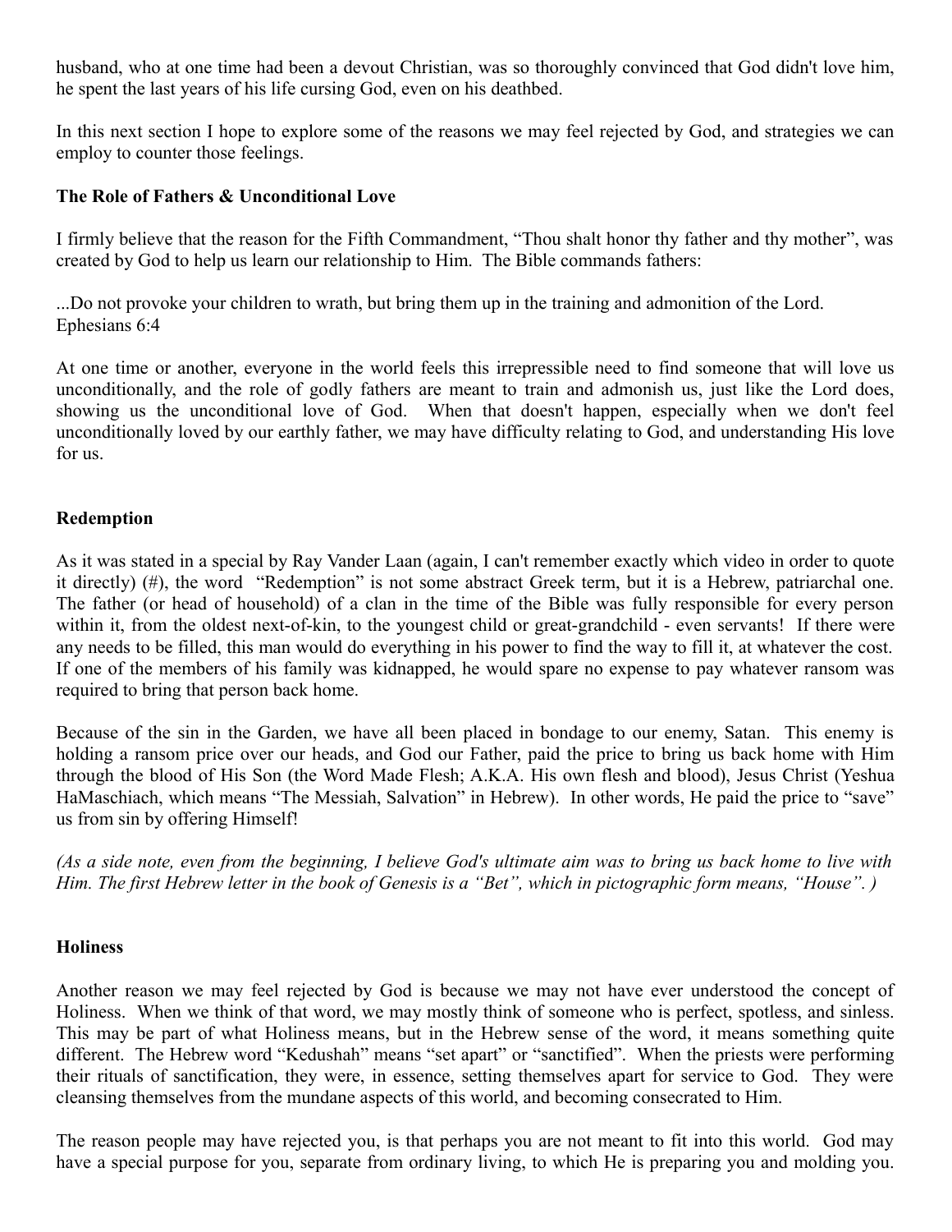husband, who at one time had been a devout Christian, was so thoroughly convinced that God didn't love him, he spent the last years of his life cursing God, even on his deathbed.

In this next section I hope to explore some of the reasons we may feel rejected by God, and strategies we can employ to counter those feelings.

**The Role of Fathers & Unconditional Love**

I firmly believe that the reason for the Fifth Commandment, "Thou shalt honor thy father and thy mother", was created by God to help us learn our relationship to Him. The Bible commands fathers:

...Do not provoke your children to wrath, but bring them up in the training and admonition of the Lord.
Ephesians 6:4

At one time or another, everyone in the world feels this irrepressible need to find someone that will love us unconditionally, and the role of godly fathers are meant to train and admonish us, just like the Lord does, showing us the unconditional love of God. When that doesn't happen, especially when we don't feel unconditionally loved by our earthly father, we may have difficulty relating to God, and understanding His love for us.

**Redemption**

As it was stated in a special by Ray Vander Laan (again, I can't remember exactly which video in order to quote it directly) (#), the word "Redemption" is not some abstract Greek term, but it is a Hebrew, patriarchal one. The father (or head of household) of a clan in the time of the Bible was fully responsible for every person within it, from the oldest next-of-kin, to the youngest child or great-grandchild - even servants! If there were any needs to be filled, this man would do everything in his power to find the way to fill it, at whatever the cost. If one of the members of his family was kidnapped, he would spare no expense to pay whatever ransom was required to bring that person back home.

Because of the sin in the Garden, we have all been placed in bondage to our enemy, Satan. This enemy is holding a ransom price over our heads, and God our Father, paid the price to bring us back home with Him through the blood of His Son (the Word Made Flesh; A.K.A. His own flesh and blood), Jesus Christ (Yeshua HaMaschiach, which means "The Messiah, Salvation" in Hebrew). In other words, He paid the price to "save" us from sin by offering Himself!

*(As a side note, even from the beginning, I believe God's ultimate aim was to bring us back home to live with Him. The first Hebrew letter in the book of Genesis is a "Bet", which in pictographic form means, "House". )*

**Holiness**

Another reason we may feel rejected by God is because we may not have ever understood the concept of Holiness. When we think of that word, we may mostly think of someone who is perfect, spotless, and sinless. This may be part of what Holiness means, but in the Hebrew sense of the word, it means something quite different. The Hebrew word "Kedushah" means "set apart" or "sanctified". When the priests were performing their rituals of sanctification, they were, in essence, setting themselves apart for service to God. They were cleansing themselves from the mundane aspects of this world, and becoming consecrated to Him.

The reason people may have rejected you, is that perhaps you are not meant to fit into this world. God may have a special purpose for you, separate from ordinary living, to which He is preparing you and molding you.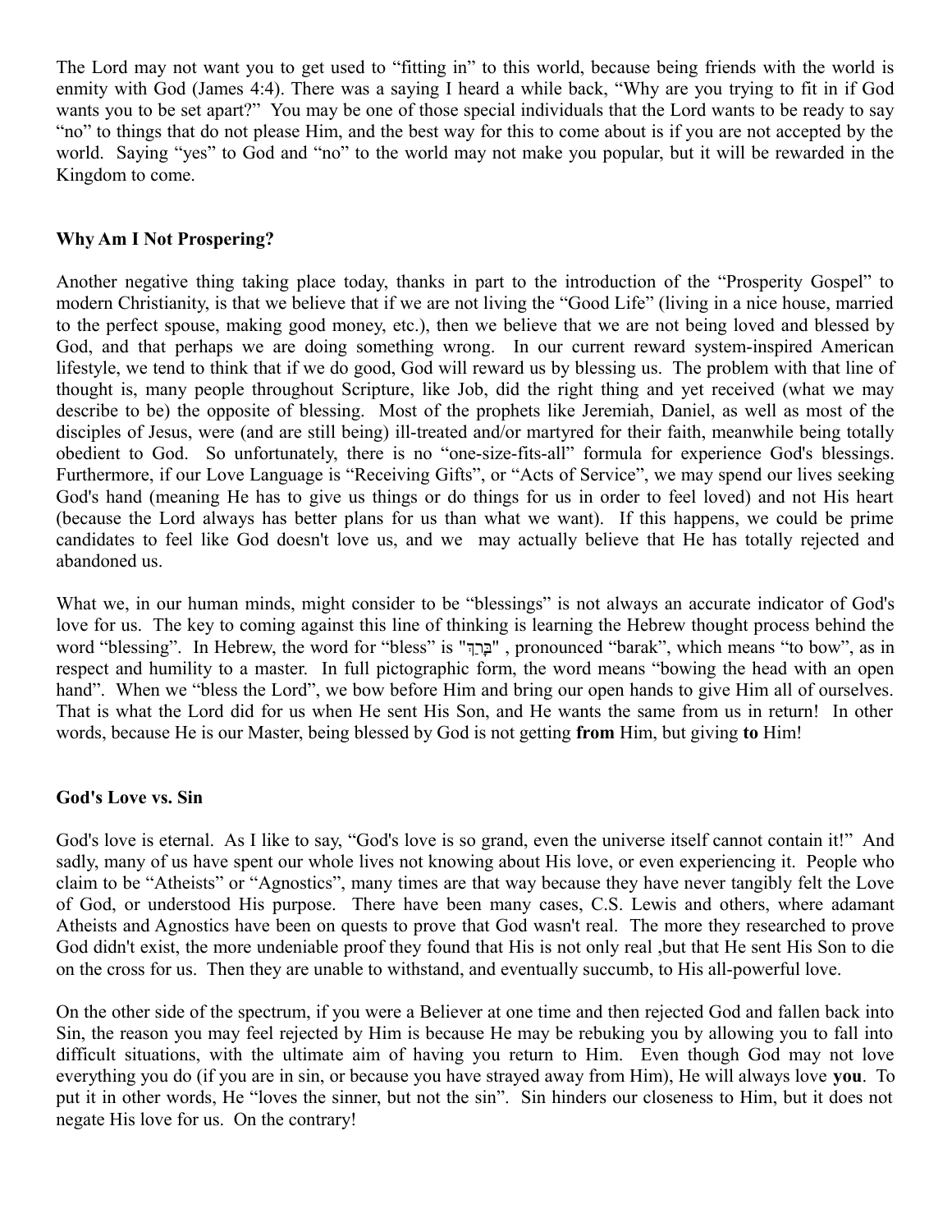The Lord may not want you to get used to "fitting in" to this world, because being friends with the world is enmity with God (James 4:4). There was a saying I heard a while back, "Why are you trying to fit in if God wants you to be set apart?" You may be one of those special individuals that the Lord wants to be ready to say "no" to things that do not please Him, and the best way for this to come about is if you are not accepted by the world. Saying "yes" to God and "no" to the world may not make you popular, but it will be rewarded in the Kingdom to come.

**Why Am I Not Prospering?**

Another negative thing taking place today, thanks in part to the introduction of the "Prosperity Gospel" to modern Christianity, is that we believe that if we are not living the "Good Life" (living in a nice house, married to the perfect spouse, making good money, etc.), then we believe that we are not being loved and blessed by God, and that perhaps we are doing something wrong. In our current reward system-inspired American lifestyle, we tend to think that if we do good, God will reward us by blessing us. The problem with that line of thought is, many people throughout Scripture, like Job, did the right thing and yet received (what we may describe to be) the opposite of blessing. Most of the prophets like Jeremiah, Daniel, as well as most of the disciples of Jesus, were (and are still being) ill-treated and/or martyred for their faith, meanwhile being totally obedient to God. So unfortunately, there is no "one-size-fits-all" formula for experience God's blessings. Furthermore, if our Love Language is "Receiving Gifts", or "Acts of Service", we may spend our lives seeking God's hand (meaning He has to give us things or do things for us in order to feel loved) and not His heart (because the Lord always has better plans for us than what we want). If this happens, we could be prime candidates to feel like God doesn't love us, and we may actually believe that He has totally rejected and abandoned us.

What we, in our human minds, might consider to be "blessings" is not always an accurate indicator of God's love for us. The key to coming against this line of thinking is learning the Hebrew thought process behind the word "blessing". In Hebrew, the word for "bless" is "בָּרַךְ" , pronounced "barak", which means "to bow", as in respect and humility to a master. In full pictographic form, the word means "bowing the head with an open hand". When we "bless the Lord", we bow before Him and bring our open hands to give Him all of ourselves. That is what the Lord did for us when He sent His Son, and He wants the same from us in return! In other words, because He is our Master, being blessed by God is not getting **from** Him, but giving **to** Him!

**God's Love vs. Sin**

God's love is eternal. As I like to say, "God's love is so grand, even the universe itself cannot contain it!" And sadly, many of us have spent our whole lives not knowing about His love, or even experiencing it. People who claim to be "Atheists" or "Agnostics", many times are that way because they have never tangibly felt the Love of God, or understood His purpose. There have been many cases, C.S. Lewis and others, where adamant Atheists and Agnostics have been on quests to prove that God wasn't real. The more they researched to prove God didn't exist, the more undeniable proof they found that His is not only real ,but that He sent His Son to die on the cross for us. Then they are unable to withstand, and eventually succumb, to His all-powerful love.

On the other side of the spectrum, if you were a Believer at one time and then rejected God and fallen back into Sin, the reason you may feel rejected by Him is because He may be rebuking you by allowing you to fall into difficult situations, with the ultimate aim of having you return to Him. Even though God may not love everything you do (if you are in sin, or because you have strayed away from Him), He will always love **you**. To put it in other words, He "loves the sinner, but not the sin". Sin hinders our closeness to Him, but it does not negate His love for us. On the contrary!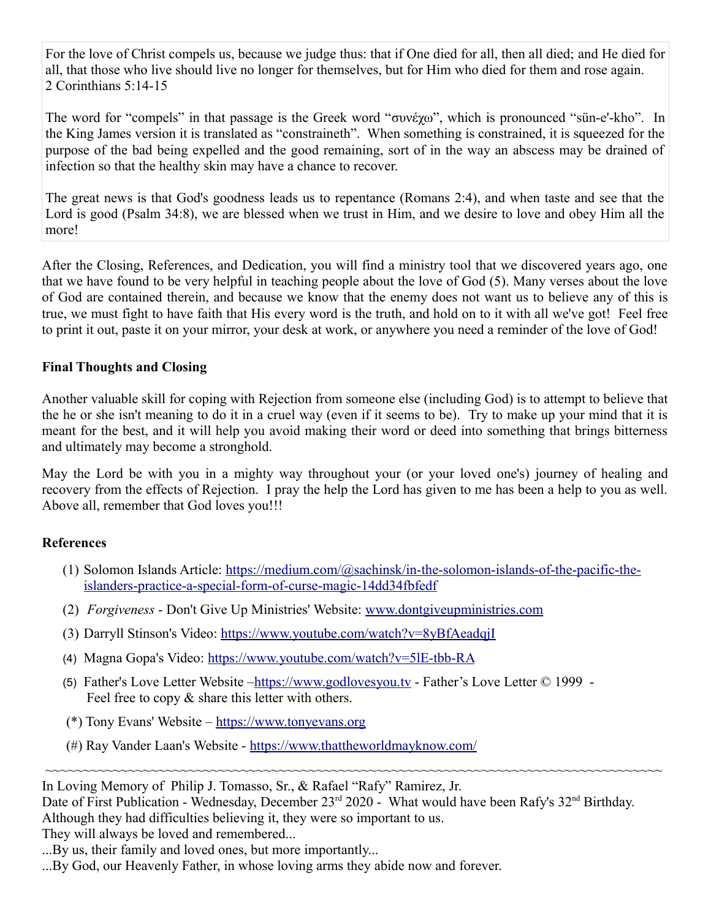For the love of Christ compels us, because we judge thus: that if One died for all, then all died; and He died for all, that those who live should live no longer for themselves, but for Him who died for them and rose again.
2 Corinthians 5:14-15

The word for "compels" in that passage is the Greek word "συνέχω", which is pronounced "sün-e'-kho". In the King James version it is translated as "constraineth". When something is constrained, it is squeezed for the purpose of the bad being expelled and the good remaining, sort of in the way an abscess may be drained of infection so that the healthy skin may have a chance to recover.

The great news is that God's goodness leads us to repentance (Romans 2:4), and when taste and see that the Lord is good (Psalm 34:8), we are blessed when we trust in Him, and we desire to love and obey Him all the more!

After the Closing, References, and Dedication, you will find a ministry tool that we discovered years ago, one that we have found to be very helpful in teaching people about the love of God (5). Many verses about the love of God are contained therein, and because we know that the enemy does not want us to believe any of this is true, we must fight to have faith that His every word is the truth, and hold on to it with all we've got! Feel free to print it out, paste it on your mirror, your desk at work, or anywhere you need a reminder of the love of God!

**Final Thoughts and Closing**

Another valuable skill for coping with Rejection from someone else (including God) is to attempt to believe that the he or she isn't meaning to do it in a cruel way (even if it seems to be). Try to make up your mind that it is meant for the best, and it will help you avoid making their word or deed into something that brings bitterness and ultimately may become a stronghold.

May the Lord be with you in a mighty way throughout your (or your loved one's) journey of healing and recovery from the effects of Rejection. I pray the help the Lord has given to me has been a help to you as well. Above all, remember that God loves you!!!

**References**

(1) Solomon Islands Article: https://medium.com/@sachinsk/in-the-solomon-islands-of-the-pacific-the-islanders-practice-a-special-form-of-curse-magic-14dd34fbfedf

(2) *Forgiveness* - Don't Give Up Ministries' Website: www.dontgiveupministries.com

(3) Darryll Stinson's Video: https://www.youtube.com/watch?v=8yBfAeadqjI

(4) Magna Gopa's Video: https://www.youtube.com/watch?v=5lE-tbb-RA

(5) Father's Love Letter Website –https://www.godlovesyou.tv - Father's Love Letter © 1999 - Feel free to copy & share this letter with others.

(*) Tony Evans' Website – https://www.tonyevans.org

(#) Ray Vander Laan's Website - https://www.thattheworldmayknow.com/

~~~~~~~~~~~~~~~~~~~~~~~~~~~~~~~~~~~~~~~~~~~~~~~~~~~~~~~~~~~~~~~~~~~~~~~~~~~~~~~~

In Loving Memory of Philip J. Tomasso, Sr., & Rafael "Rafy" Ramirez, Jr.
Date of First Publication - Wednesday, December 23rd 2020 - What would have been Rafy's 32nd Birthday.
Although they had difficulties believing it, they were so important to us.
They will always be loved and remembered...
...By us, their family and loved ones, but more importantly...
...By God, our Heavenly Father, in whose loving arms they abide now and forever.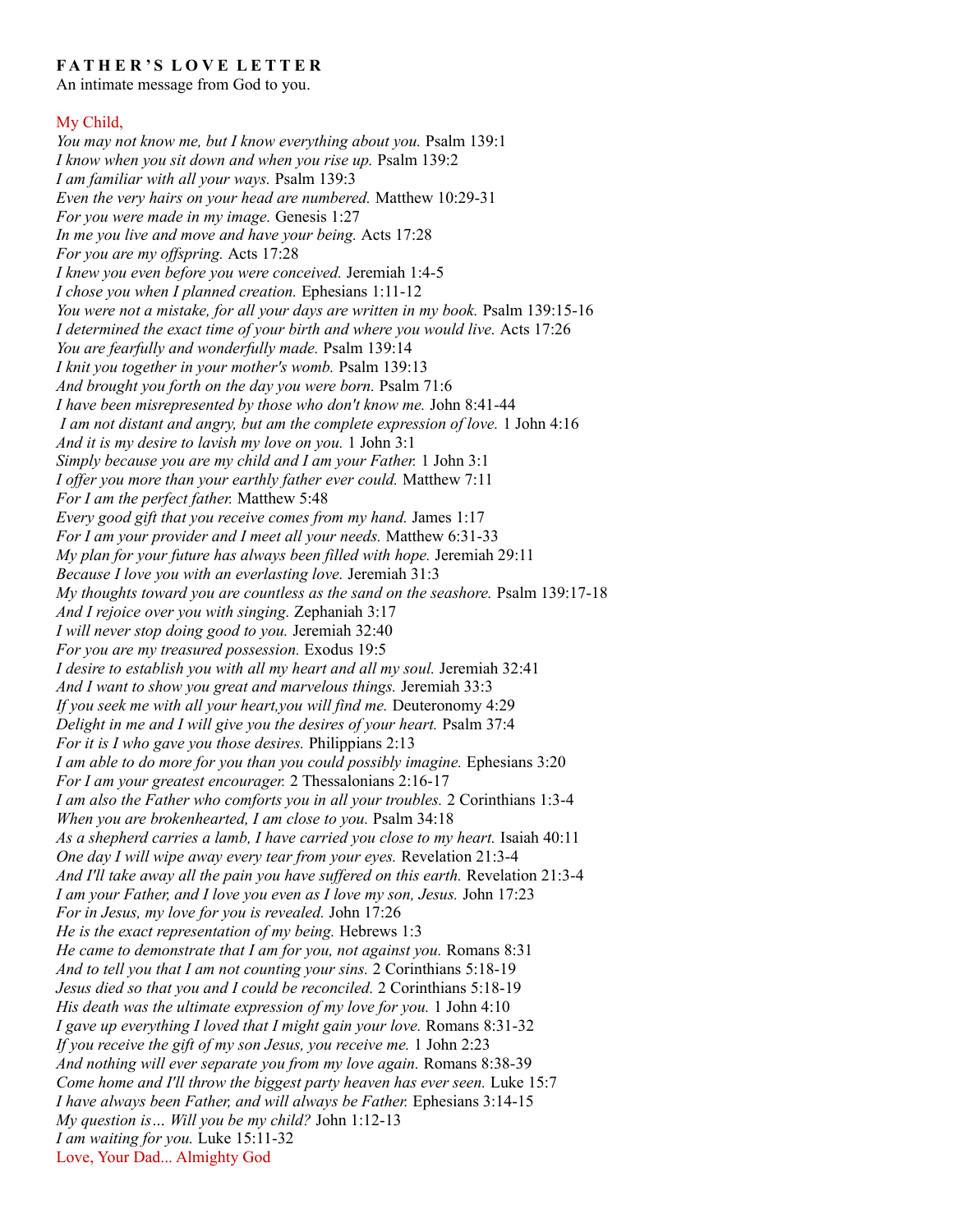**F A T H E R ' S L O V E L E T T E R**

An intimate message from God to you.

My Child,

*You may not know me, but I know everything about you.* Psalm 139:1
*I know when you sit down and when you rise up.* Psalm 139:2
*I am familiar with all your ways.* Psalm 139:3
*Even the very hairs on your head are numbered.* Matthew 10:29-31
*For you were made in my image.* Genesis 1:27
*In me you live and move and have your being.* Acts 17:28
*For you are my offspring.* Acts 17:28
*I knew you even before you were conceived.* Jeremiah 1:4-5
*I chose you when I planned creation.* Ephesians 1:11-12
*You were not a mistake, for all your days are written in my book.* Psalm 139:15-16
*I determined the exact time of your birth and where you would live.* Acts 17:26
*You are fearfully and wonderfully made.* Psalm 139:14
*I knit you together in your mother's womb.* Psalm 139:13
*And brought you forth on the day you were born.* Psalm 71:6
*I have been misrepresented by those who don't know me.* John 8:41-44
*I am not distant and angry, but am the complete expression of love.* 1 John 4:16
*And it is my desire to lavish my love on you.* 1 John 3:1
*Simply because you are my child and I am your Father.* 1 John 3:1
*I offer you more than your earthly father ever could.* Matthew 7:11
*For I am the perfect father.* Matthew 5:48
*Every good gift that you receive comes from my hand.* James 1:17
*For I am your provider and I meet all your needs.* Matthew 6:31-33
*My plan for your future has always been filled with hope.* Jeremiah 29:11
*Because I love you with an everlasting love.* Jeremiah 31:3
*My thoughts toward you are countless as the sand on the seashore.* Psalm 139:17-18
*And I rejoice over you with singing.* Zephaniah 3:17
*I will never stop doing good to you.* Jeremiah 32:40
*For you are my treasured possession.* Exodus 19:5
*I desire to establish you with all my heart and all my soul.* Jeremiah 32:41
*And I want to show you great and marvelous things.* Jeremiah 33:3
*If you seek me with all your heart,you will find me.* Deuteronomy 4:29
*Delight in me and I will give you the desires of your heart.* Psalm 37:4
*For it is I who gave you those desires.* Philippians 2:13
*I am able to do more for you than you could possibly imagine.* Ephesians 3:20
*For I am your greatest encourager.* 2 Thessalonians 2:16-17
*I am also the Father who comforts you in all your troubles.* 2 Corinthians 1:3-4
*When you are brokenhearted, I am close to you.* Psalm 34:18
*As a shepherd carries a lamb, I have carried you close to my heart.* Isaiah 40:11
*One day I will wipe away every tear from your eyes.* Revelation 21:3-4
*And I'll take away all the pain you have suffered on this earth.* Revelation 21:3-4
*I am your Father, and I love you even as I love my son, Jesus.* John 17:23
*For in Jesus, my love for you is revealed.* John 17:26
*He is the exact representation of my being.* Hebrews 1:3
*He came to demonstrate that I am for you, not against you.* Romans 8:31
*And to tell you that I am not counting your sins.* 2 Corinthians 5:18-19
*Jesus died so that you and I could be reconciled.* 2 Corinthians 5:18-19
*His death was the ultimate expression of my love for you.* 1 John 4:10
*I gave up everything I loved that I might gain your love.* Romans 8:31-32
*If you receive the gift of my son Jesus, you receive me.* 1 John 2:23
*And nothing will ever separate you from my love again.* Romans 8:38-39
*Come home and I'll throw the biggest party heaven has ever seen.* Luke 15:7
*I have always been Father, and will always be Father.* Ephesians 3:14-15
*My question is… Will you be my child?* John 1:12-13
*I am waiting for you.* Luke 15:11-32

Love, Your Dad... Almighty God